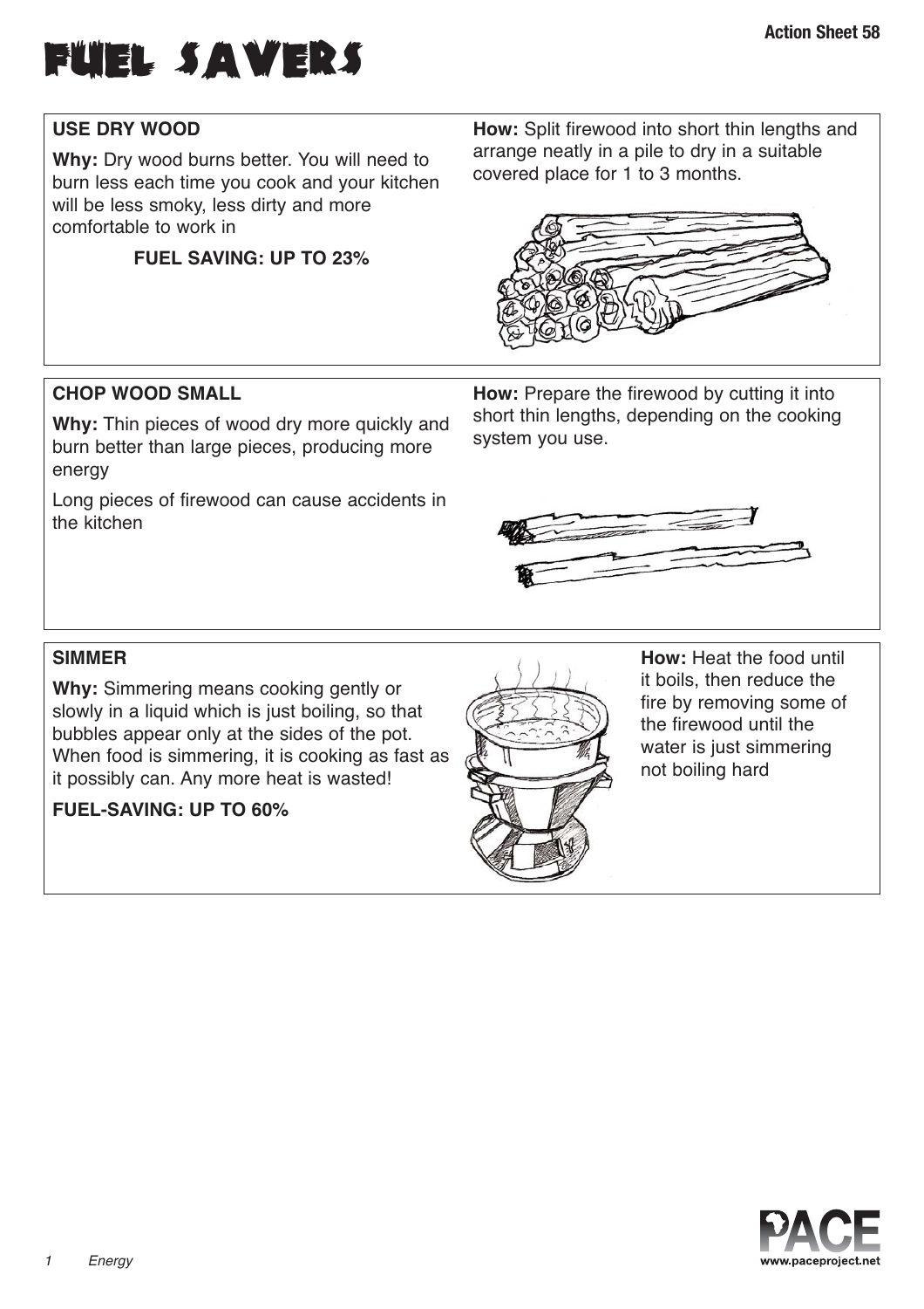# FUEL SAVERS

Action Sheet 58

## USE DRY WOOD

**Why:** Dry wood burns better. You will need to burn less each time you cook and your kitchen will be less smoky, less dirty and more comfortable to work in

**FUEL SAVING: UP TO 23%**

**How:** Split firewood into short thin lengths and arrange neatly in a pile to dry in a suitable covered place for 1 to 3 months.

## CHOP WOOD SMALL

**Why:** Thin pieces of wood dry more quickly and burn better than large pieces, producing more energy

Long pieces of firewood can cause accidents in the kitchen

**How:** Prepare the firewood by cutting it into short thin lengths, depending on the cooking system you use.

## SIMMER

**Why:** Simmering means cooking gently or slowly in a liquid which is just boiling, so that bubbles appear only at the sides of the pot. When food is simmering, it is cooking as fast as it possibly can. Any more heat is wasted!

**FUEL-SAVING: UP TO 60%**

**How:** Heat the food until it boils, then reduce the fire by removing some of the firewood until the water is just simmering not boiling hard

Energy

www.paceproject.net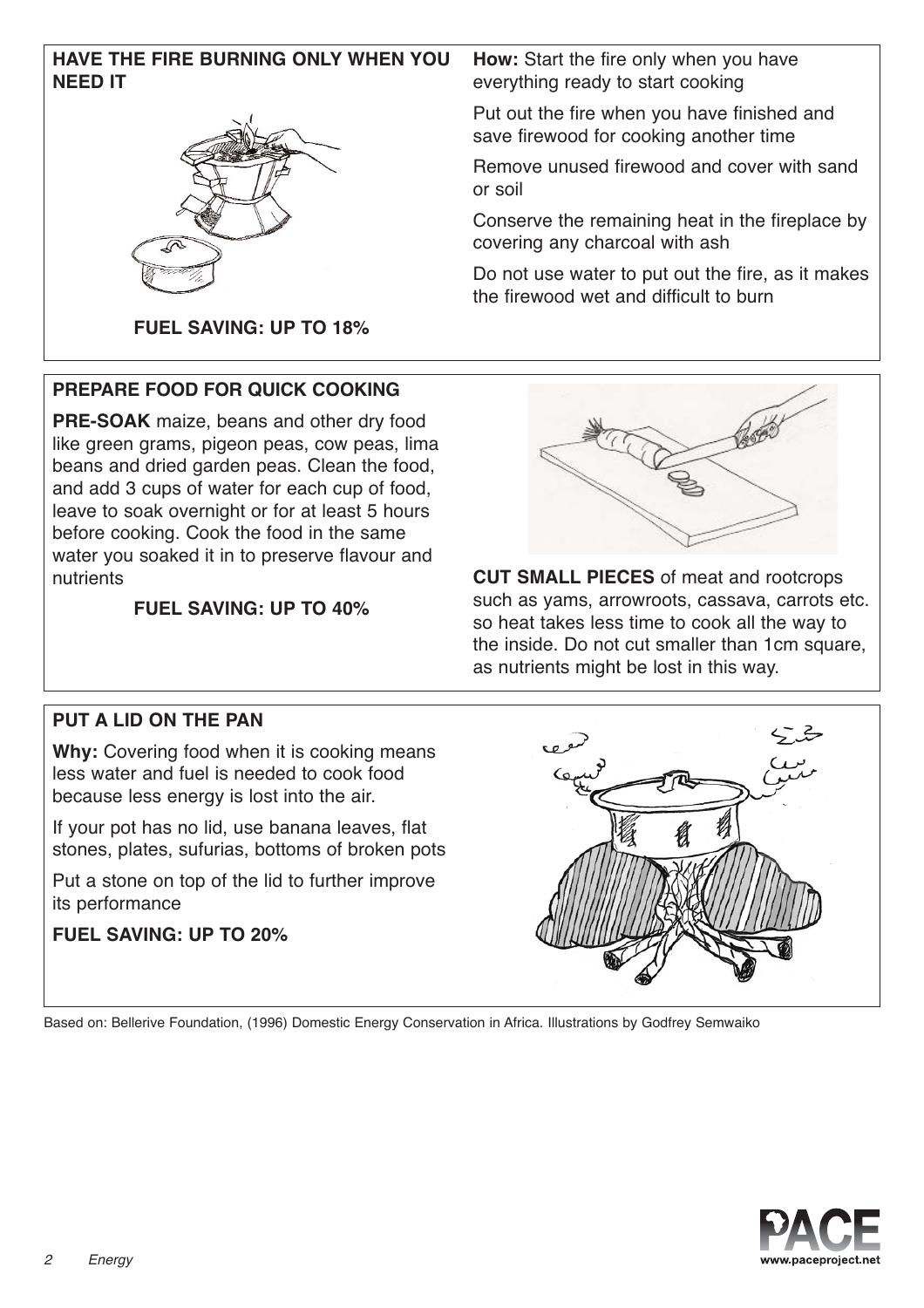## HAVE THE FIRE BURNING ONLY WHEN YOU NEED IT

**FUEL SAVING: UP TO 18%**

**How:** Start the fire only when you have everything ready to start cooking

Put out the fire when you have finished and save firewood for cooking another time

Remove unused firewood and cover with sand or soil

Conserve the remaining heat in the fireplace by covering any charcoal with ash

Do not use water to put out the fire, as it makes the firewood wet and difficult to burn

## PREPARE FOOD FOR QUICK COOKING

**PRE-SOAK** maize, beans and other dry food like green grams, pigeon peas, cow peas, lima beans and dried garden peas. Clean the food, and add 3 cups of water for each cup of food, leave to soak overnight or for at least 5 hours before cooking. Cook the food in the same water you soaked it in to preserve flavour and nutrients

**FUEL SAVING: UP TO 40%**

**CUT SMALL PIECES** of meat and rootcrops such as yams, arrowroots, cassava, carrots etc. so heat takes less time to cook all the way to the inside. Do not cut smaller than 1cm square, as nutrients might be lost in this way.

## PUT A LID ON THE PAN

**Why:** Covering food when it is cooking means less water and fuel is needed to cook food because less energy is lost into the air.

If your pot has no lid, use banana leaves, flat stones, plates, sufurias, bottoms of broken pots

Put a stone on top of the lid to further improve its performance

**FUEL SAVING: UP TO 20%**

Based on: Bellerive Foundation, (1996) Domestic Energy Conservation in Africa. Illustrations by Godfrey Semwaiko